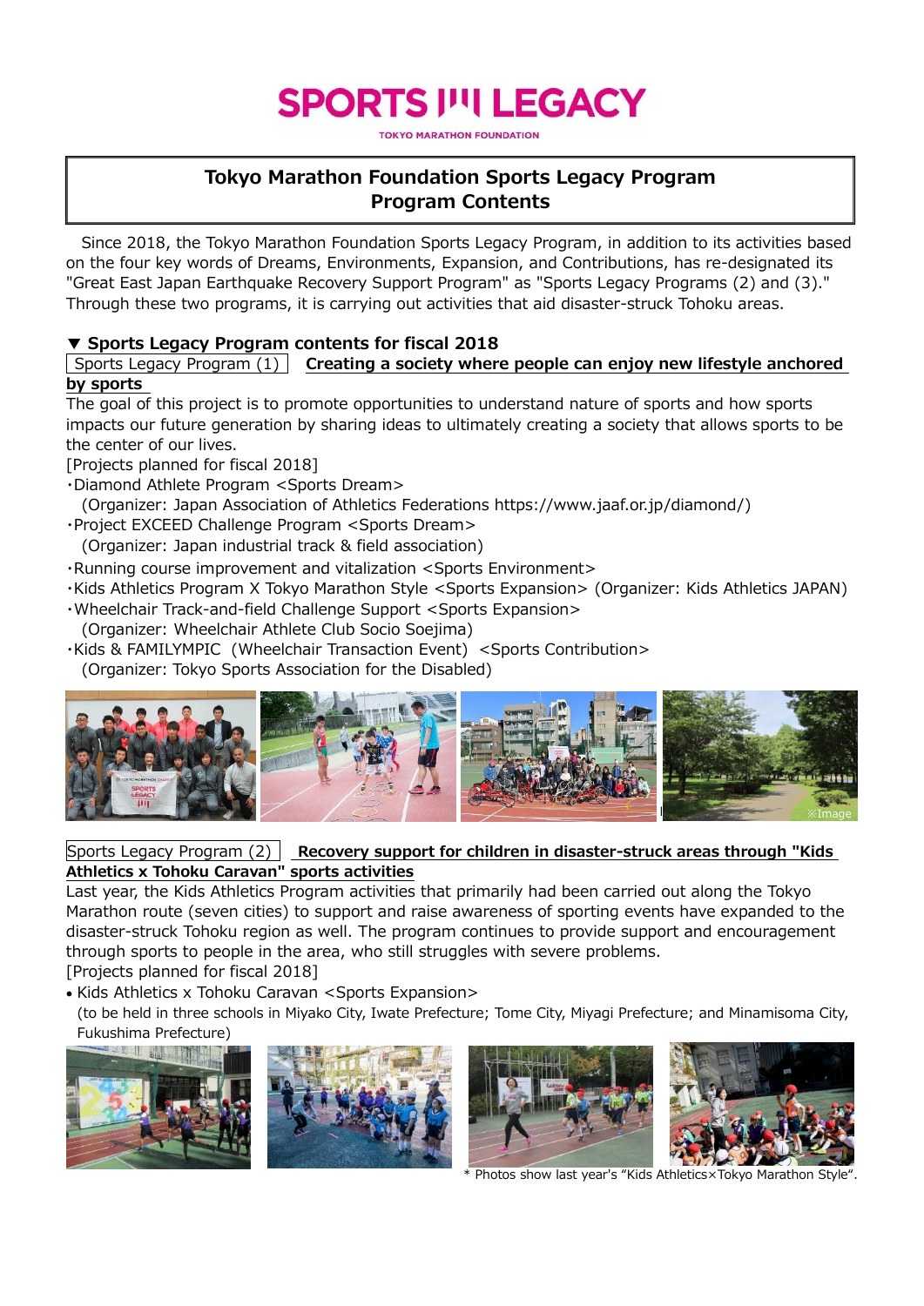SPORTS LEGACY

TOKYO MARATHON FOUNDATION

# Tokyo Marathon Foundation Sports Legacy Program
# Program Contents

Since 2018, the Tokyo Marathon Foundation Sports Legacy Program, in addition to its activities based on the four key words of Dreams, Environments, Expansion, and Contributions, has re-designated its "Great East Japan Earthquake Recovery Support Program" as "Sports Legacy Programs (2) and (3)." Through these two programs, it is carrying out activities that aid disaster-struck Tohoku areas.

## ▼ Sports Legacy Program contents for fiscal 2018

Sports Legacy Program (1) **Creating a society where people can enjoy new lifestyle anchored by sports**

The goal of this project is to promote opportunities to understand nature of sports and how sports impacts our future generation by sharing ideas to ultimately creating a society that allows sports to be the center of our lives.

[Projects planned for fiscal 2018]

- Diamond Athlete Program <Sports Dream>
  (Organizer: Japan Association of Athletics Federations https://www.jaaf.or.jp/diamond/)
- Project EXCEED Challenge Program <Sports Dream>
  (Organizer: Japan industrial track & field association)
- Running course improvement and vitalization <Sports Environment>
- Kids Athletics Program X Tokyo Marathon Style <Sports Expansion> (Organizer: Kids Athletics JAPAN)
- Wheelchair Track-and-field Challenge Support <Sports Expansion>
  (Organizer: Wheelchair Athlete Club Socio Soejima)
- Kids & FAMILYMPIC (Wheelchair Transaction Event) <Sports Contribution>
  (Organizer: Tokyo Sports Association for the Disabled)

※Image

Sports Legacy Program (2) **Recovery support for children in disaster-struck areas through "Kids Athletics x Tohoku Caravan" sports activities**

Last year, the Kids Athletics Program activities that primarily had been carried out along the Tokyo Marathon route (seven cities) to support and raise awareness of sporting events have expanded to the disaster-struck Tohoku region as well. The program continues to provide support and encouragement through sports to people in the area, who still struggles with severe problems.

[Projects planned for fiscal 2018]

- Kids Athletics x Tohoku Caravan <Sports Expansion>
  (to be held in three schools in Miyako City, Iwate Prefecture; Tome City, Miyagi Prefecture; and Minamisoma City, Fukushima Prefecture)

\* Photos show last year's "Kids Athletics×Tokyo Marathon Style".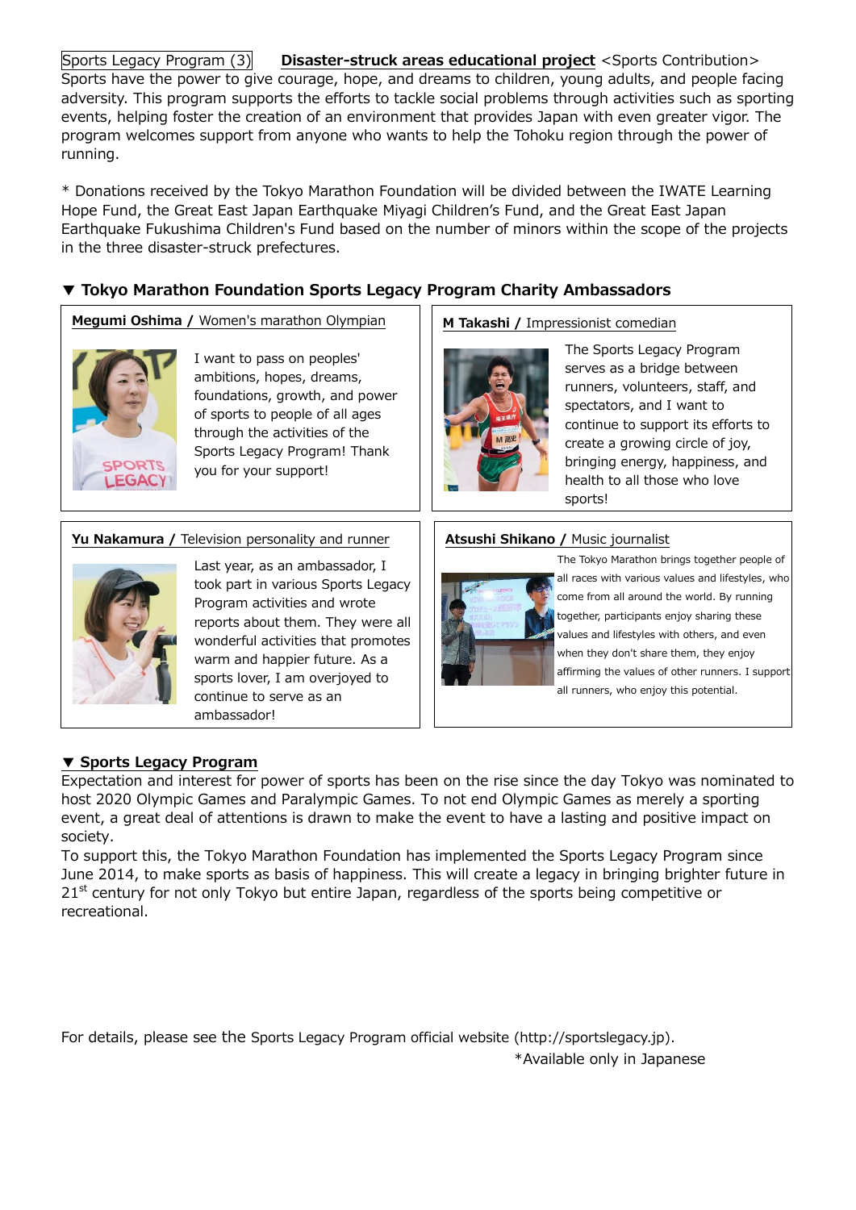Sports Legacy Program (3) **Disaster-struck areas educational project** <Sports Contribution>

Sports have the power to give courage, hope, and dreams to children, young adults, and people facing adversity. This program supports the efforts to tackle social problems through activities such as sporting events, helping foster the creation of an environment that provides Japan with even greater vigor. The program welcomes support from anyone who wants to help the Tohoku region through the power of running.

* Donations received by the Tokyo Marathon Foundation will be divided between the IWATE Learning Hope Fund, the Great East Japan Earthquake Miyagi Children's Fund, and the Great East Japan Earthquake Fukushima Children's Fund based on the number of minors within the scope of the projects in the three disaster-struck prefectures.

## ▼ Tokyo Marathon Foundation Sports Legacy Program Charity Ambassadors

**Megumi Oshima / Women's marathon Olympian**

I want to pass on peoples' ambitions, hopes, dreams, foundations, growth, and power of sports to people of all ages through the activities of the Sports Legacy Program! Thank you for your support!

**M Takashi / Impressionist comedian**

The Sports Legacy Program serves as a bridge between runners, volunteers, staff, and spectators, and I want to continue to support its efforts to create a growing circle of joy, bringing energy, happiness, and health to all those who love sports!

**Yu Nakamura / Television personality and runner**

Last year, as an ambassador, I took part in various Sports Legacy Program activities and wrote reports about them. They were all wonderful activities that promotes warm and happier future. As a sports lover, I am overjoyed to continue to serve as an ambassador!

**Atsushi Shikano / Music journalist**

The Tokyo Marathon brings together people of all races with various values and lifestyles, who come from all around the world. By running together, participants enjoy sharing these values and lifestyles with others, and even when they don't share them, they enjoy affirming the values of other runners. I support all runners, who enjoy this potential.

## ▼ Sports Legacy Program

Expectation and interest for power of sports has been on the rise since the day Tokyo was nominated to host 2020 Olympic Games and Paralympic Games. To not end Olympic Games as merely a sporting event, a great deal of attentions is drawn to make the event to have a lasting and positive impact on society.

To support this, the Tokyo Marathon Foundation has implemented the Sports Legacy Program since June 2014, to make sports as basis of happiness. This will create a legacy in bringing brighter future in 21st century for not only Tokyo but entire Japan, regardless of the sports being competitive or recreational.

For details, please see the Sports Legacy Program official website (http://sportslegacy.jp).
*Available only in Japanese